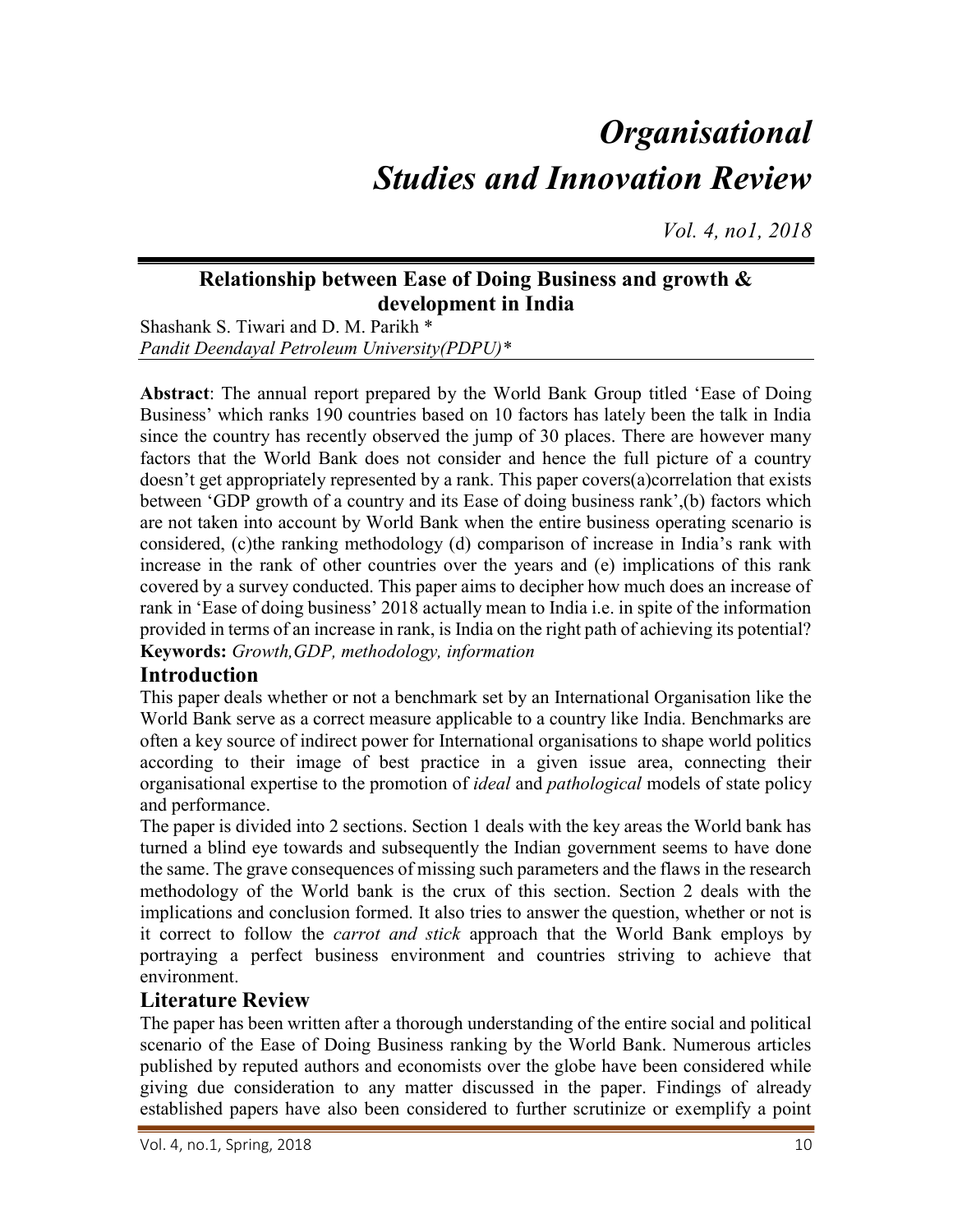# *Organisational Studies and Innovation Review*

*Vol. 4, no1, 2018*

## Relationship between Ease of Doing Business and growth & development in India

Shashank S. Tiwari and D. M. Parikh *

*Pandit Deendayal Petroleum University(PDPU)**

**Abstract**: The annual report prepared by the World Bank Group titled 'Ease of Doing Business' which ranks 190 countries based on 10 factors has lately been the talk in India since the country has recently observed the jump of 30 places. There are however many factors that the World Bank does not consider and hence the full picture of a country doesn't get appropriately represented by a rank. This paper covers(a)correlation that exists between 'GDP growth of a country and its Ease of doing business rank',(b) factors which are not taken into account by World Bank when the entire business operating scenario is considered, (c)the ranking methodology (d) comparison of increase in India's rank with increase in the rank of other countries over the years and (e) implications of this rank covered by a survey conducted. This paper aims to decipher how much does an increase of rank in 'Ease of doing business' 2018 actually mean to India i.e. in spite of the information provided in terms of an increase in rank, is India on the right path of achieving its potential?

**Keywords:** *Growth,GDP, methodology, information*

## Introduction

This paper deals whether or not a benchmark set by an International Organisation like the World Bank serve as a correct measure applicable to a country like India. Benchmarks are often a key source of indirect power for International organisations to shape world politics according to their image of best practice in a given issue area, connecting their organisational expertise to the promotion of *ideal* and *pathological* models of state policy and performance.

The paper is divided into 2 sections. Section 1 deals with the key areas the World bank has turned a blind eye towards and subsequently the Indian government seems to have done the same. The grave consequences of missing such parameters and the flaws in the research methodology of the World bank is the crux of this section. Section 2 deals with the implications and conclusion formed. It also tries to answer the question, whether or not is it correct to follow the *carrot and stick* approach that the World Bank employs by portraying a perfect business environment and countries striving to achieve that environment.

## Literature Review

The paper has been written after a thorough understanding of the entire social and political scenario of the Ease of Doing Business ranking by the World Bank. Numerous articles published by reputed authors and economists over the globe have been considered while giving due consideration to any matter discussed in the paper. Findings of already established papers have also been considered to further scrutinize or exemplify a point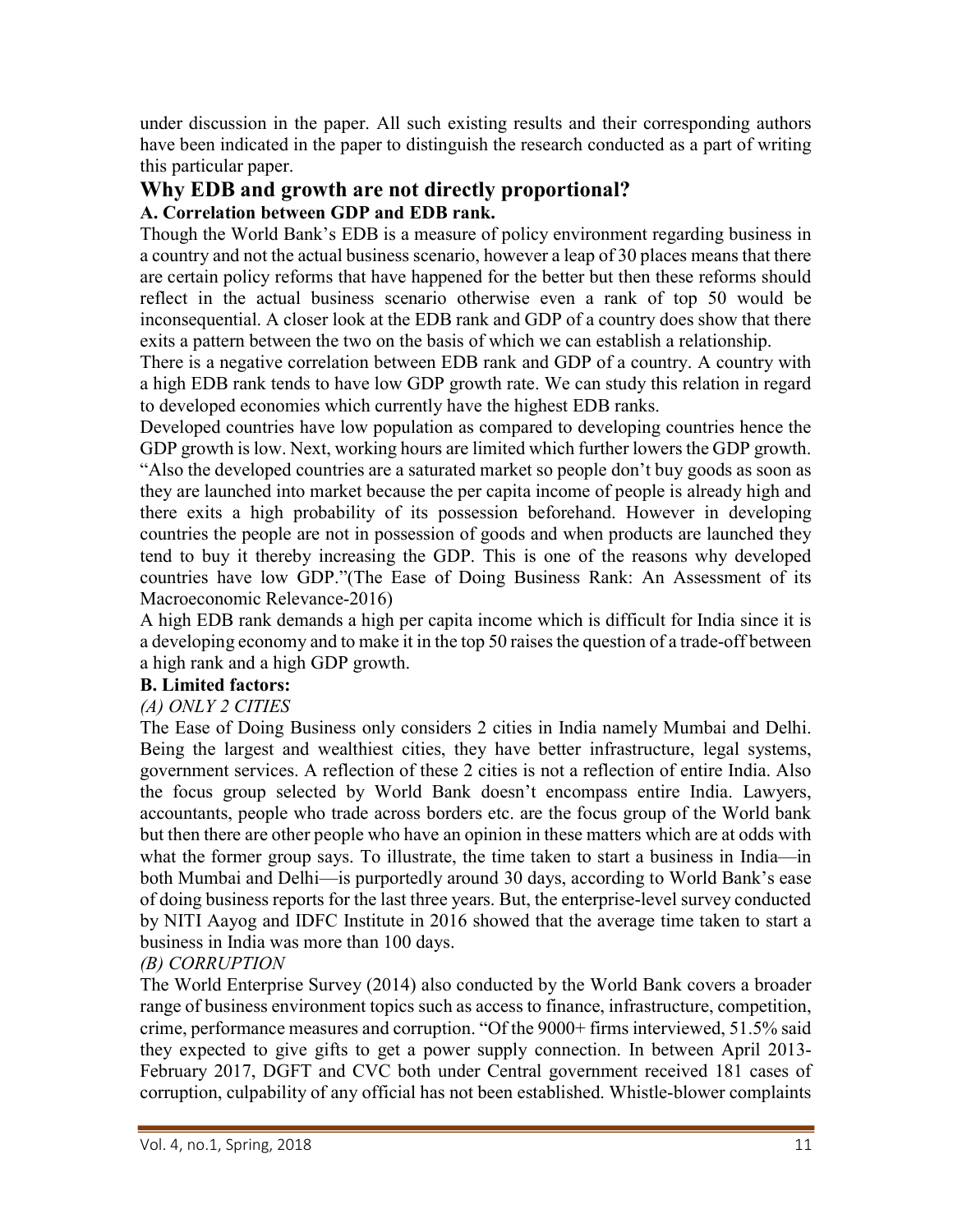under discussion in the paper. All such existing results and their corresponding authors have been indicated in the paper to distinguish the research conducted as a part of writing this particular paper.

## Why EDB and growth are not directly proportional?

### A. Correlation between GDP and EDB rank.

Though the World Bank's EDB is a measure of policy environment regarding business in a country and not the actual business scenario, however a leap of 30 places means that there are certain policy reforms that have happened for the better but then these reforms should reflect in the actual business scenario otherwise even a rank of top 50 would be inconsequential. A closer look at the EDB rank and GDP of a country does show that there exits a pattern between the two on the basis of which we can establish a relationship.

There is a negative correlation between EDB rank and GDP of a country. A country with a high EDB rank tends to have low GDP growth rate. We can study this relation in regard to developed economies which currently have the highest EDB ranks.

Developed countries have low population as compared to developing countries hence the GDP growth is low. Next, working hours are limited which further lowers the GDP growth. "Also the developed countries are a saturated market so people don't buy goods as soon as they are launched into market because the per capita income of people is already high and there exits a high probability of its possession beforehand. However in developing countries the people are not in possession of goods and when products are launched they tend to buy it thereby increasing the GDP. This is one of the reasons why developed countries have low GDP."(The Ease of Doing Business Rank: An Assessment of its Macroeconomic Relevance-2016)

A high EDB rank demands a high per capita income which is difficult for India since it is a developing economy and to make it in the top 50 raises the question of a trade-off between a high rank and a high GDP growth.

### B. Limited factors:

*(A) ONLY 2 CITIES*

The Ease of Doing Business only considers 2 cities in India namely Mumbai and Delhi. Being the largest and wealthiest cities, they have better infrastructure, legal systems, government services. A reflection of these 2 cities is not a reflection of entire India. Also the focus group selected by World Bank doesn't encompass entire India. Lawyers, accountants, people who trade across borders etc. are the focus group of the World bank but then there are other people who have an opinion in these matters which are at odds with what the former group says. To illustrate, the time taken to start a business in India—in both Mumbai and Delhi—is purportedly around 30 days, according to World Bank's ease of doing business reports for the last three years. But, the enterprise-level survey conducted by NITI Aayog and IDFC Institute in 2016 showed that the average time taken to start a business in India was more than 100 days.

*(B) CORRUPTION*

The World Enterprise Survey (2014) also conducted by the World Bank covers a broader range of business environment topics such as access to finance, infrastructure, competition, crime, performance measures and corruption. "Of the 9000+ firms interviewed, 51.5% said they expected to give gifts to get a power supply connection. In between April 2013-February 2017, DGFT and CVC both under Central government received 181 cases of corruption, culpability of any official has not been established. Whistle-blower complaints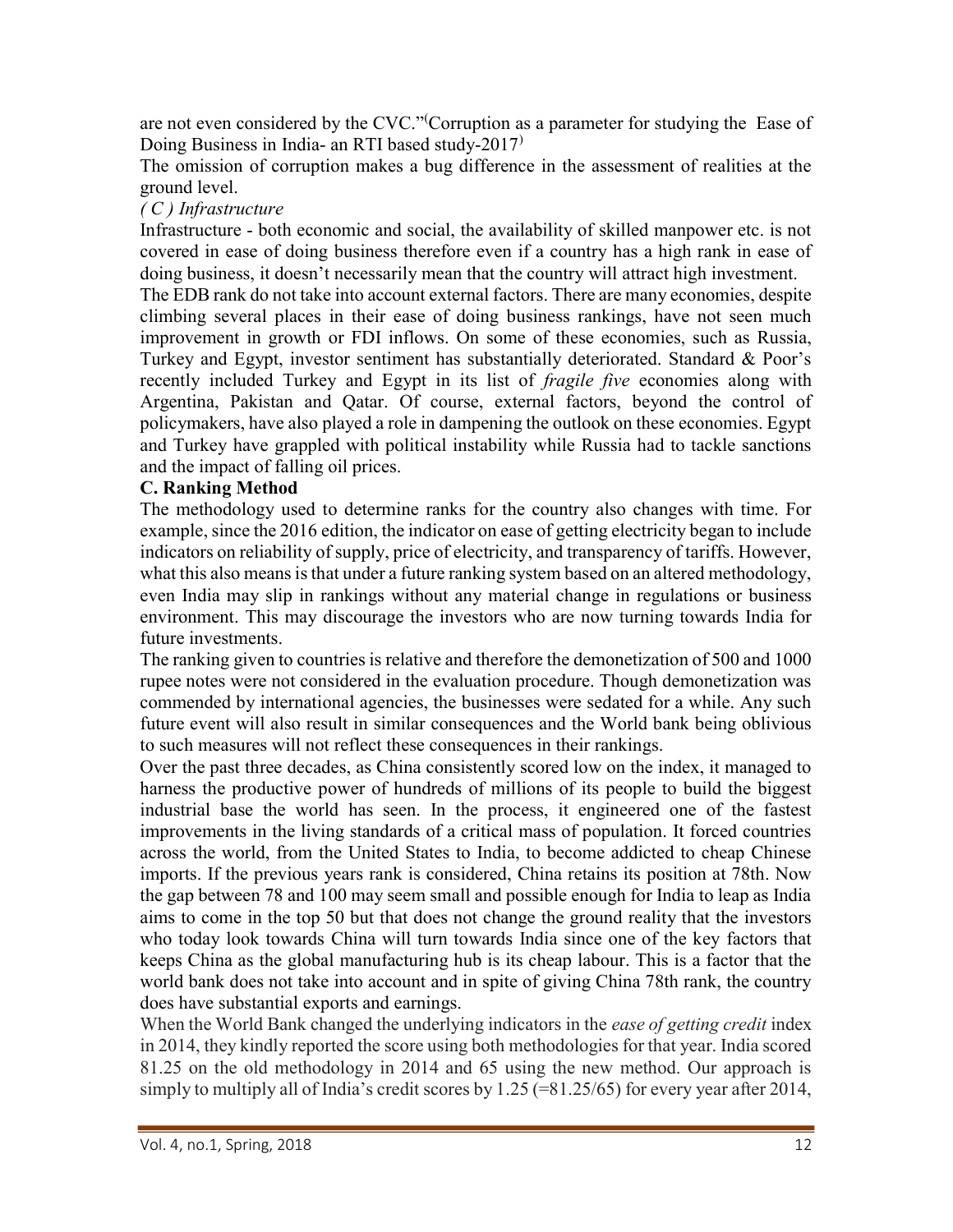are not even considered by the CVC."(Corruption as a parameter for studying the Ease of Doing Business in India- an RTI based study-2017)

The omission of corruption makes a bug difference in the assessment of realities at the ground level.

*( C ) Infrastructure*

Infrastructure - both economic and social, the availability of skilled manpower etc. is not covered in ease of doing business therefore even if a country has a high rank in ease of doing business, it doesn't necessarily mean that the country will attract high investment.

The EDB rank do not take into account external factors. There are many economies, despite climbing several places in their ease of doing business rankings, have not seen much improvement in growth or FDI inflows. On some of these economies, such as Russia, Turkey and Egypt, investor sentiment has substantially deteriorated. Standard & Poor's recently included Turkey and Egypt in its list of *fragile five* economies along with Argentina, Pakistan and Qatar. Of course, external factors, beyond the control of policymakers, have also played a role in dampening the outlook on these economies. Egypt and Turkey have grappled with political instability while Russia had to tackle sanctions and the impact of falling oil prices.

**C. Ranking Method**

The methodology used to determine ranks for the country also changes with time. For example, since the 2016 edition, the indicator on ease of getting electricity began to include indicators on reliability of supply, price of electricity, and transparency of tariffs. However, what this also means is that under a future ranking system based on an altered methodology, even India may slip in rankings without any material change in regulations or business environment. This may discourage the investors who are now turning towards India for future investments.

The ranking given to countries is relative and therefore the demonetization of 500 and 1000 rupee notes were not considered in the evaluation procedure. Though demonetization was commended by international agencies, the businesses were sedated for a while. Any such future event will also result in similar consequences and the World bank being oblivious to such measures will not reflect these consequences in their rankings.

Over the past three decades, as China consistently scored low on the index, it managed to harness the productive power of hundreds of millions of its people to build the biggest industrial base the world has seen. In the process, it engineered one of the fastest improvements in the living standards of a critical mass of population. It forced countries across the world, from the United States to India, to become addicted to cheap Chinese imports. If the previous years rank is considered, China retains its position at 78th. Now the gap between 78 and 100 may seem small and possible enough for India to leap as India aims to come in the top 50 but that does not change the ground reality that the investors who today look towards China will turn towards India since one of the key factors that keeps China as the global manufacturing hub is its cheap labour. This is a factor that the world bank does not take into account and in spite of giving China 78th rank, the country does have substantial exports and earnings.

When the World Bank changed the underlying indicators in the *ease of getting credit* index in 2014, they kindly reported the score using both methodologies for that year. India scored 81.25 on the old methodology in 2014 and 65 using the new method. Our approach is simply to multiply all of India's credit scores by 1.25 (=81.25/65) for every year after 2014,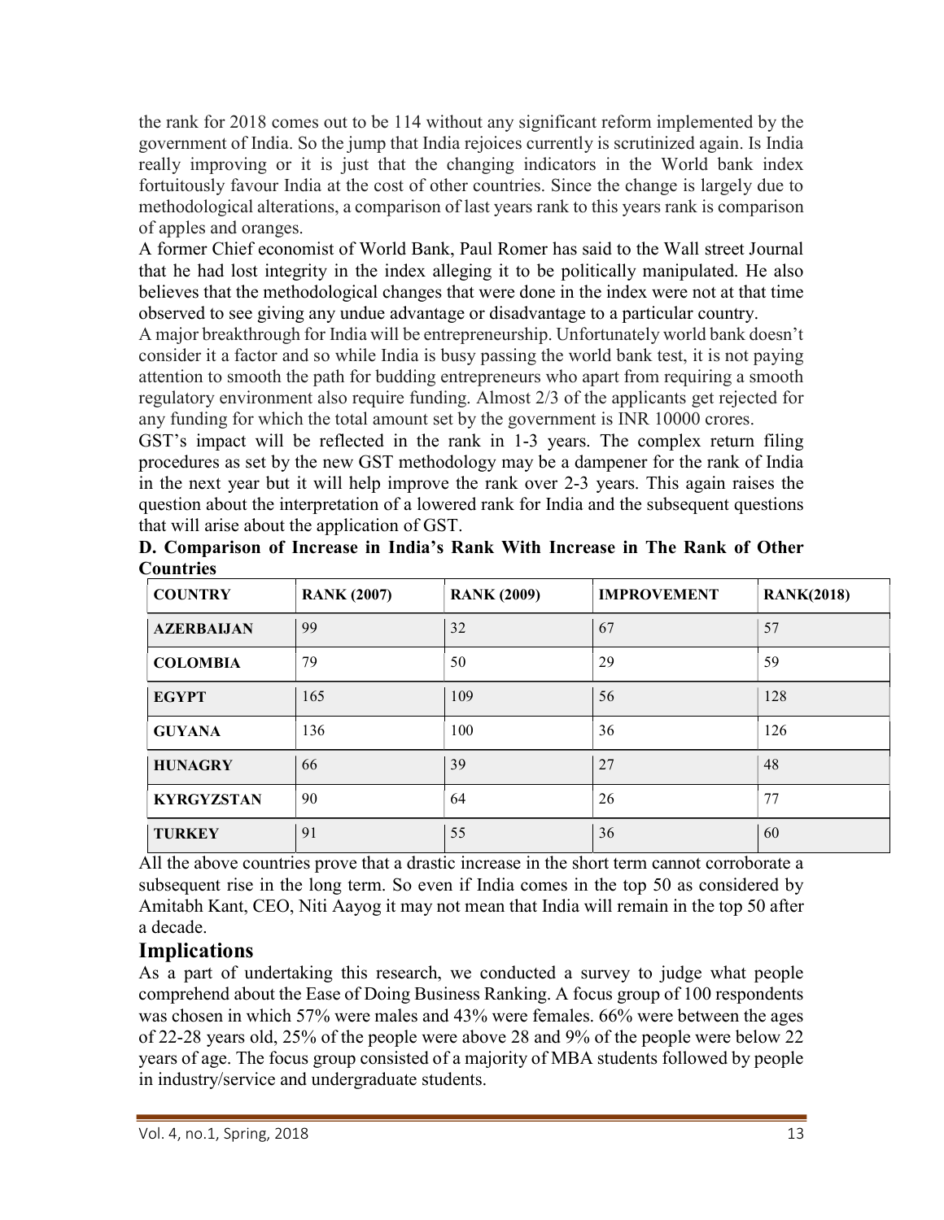the rank for 2018 comes out to be 114 without any significant reform implemented by the government of India. So the jump that India rejoices currently is scrutinized again. Is India really improving or it is just that the changing indicators in the World bank index fortuitously favour India at the cost of other countries. Since the change is largely due to methodological alterations, a comparison of last years rank to this years rank is comparison of apples and oranges.

A former Chief economist of World Bank, Paul Romer has said to the Wall street Journal that he had lost integrity in the index alleging it to be politically manipulated. He also believes that the methodological changes that were done in the index were not at that time observed to see giving any undue advantage or disadvantage to a particular country.

A major breakthrough for India will be entrepreneurship. Unfortunately world bank doesn't consider it a factor and so while India is busy passing the world bank test, it is not paying attention to smooth the path for budding entrepreneurs who apart from requiring a smooth regulatory environment also require funding. Almost 2/3 of the applicants get rejected for any funding for which the total amount set by the government is INR 10000 crores.

GST's impact will be reflected in the rank in 1-3 years. The complex return filing procedures as set by the new GST methodology may be a dampener for the rank of India in the next year but it will help improve the rank over 2-3 years. This again raises the question about the interpretation of a lowered rank for India and the subsequent questions that will arise about the application of GST.

**D. Comparison of Increase in India's Rank With Increase in The Rank of Other Countries**

| COUNTRY | RANK (2007) | RANK (2009) | IMPROVEMENT | RANK(2018) |
|---|---|---|---|---|
| AZERBAIJAN | 99 | 32 | 67 | 57 |
| COLOMBIA | 79 | 50 | 29 | 59 |
| EGYPT | 165 | 109 | 56 | 128 |
| GUYANA | 136 | 100 | 36 | 126 |
| HUNAGRY | 66 | 39 | 27 | 48 |
| KYRGYZSTAN | 90 | 64 | 26 | 77 |
| TURKEY | 91 | 55 | 36 | 60 |

All the above countries prove that a drastic increase in the short term cannot corroborate a subsequent rise in the long term. So even if India comes in the top 50 as considered by Amitabh Kant, CEO, Niti Aayog it may not mean that India will remain in the top 50 after a decade.

## Implications

As a part of undertaking this research, we conducted a survey to judge what people comprehend about the Ease of Doing Business Ranking. A focus group of 100 respondents was chosen in which 57% were males and 43% were females. 66% were between the ages of 22-28 years old, 25% of the people were above 28 and 9% of the people were below 22 years of age. The focus group consisted of a majority of MBA students followed by people in industry/service and undergraduate students.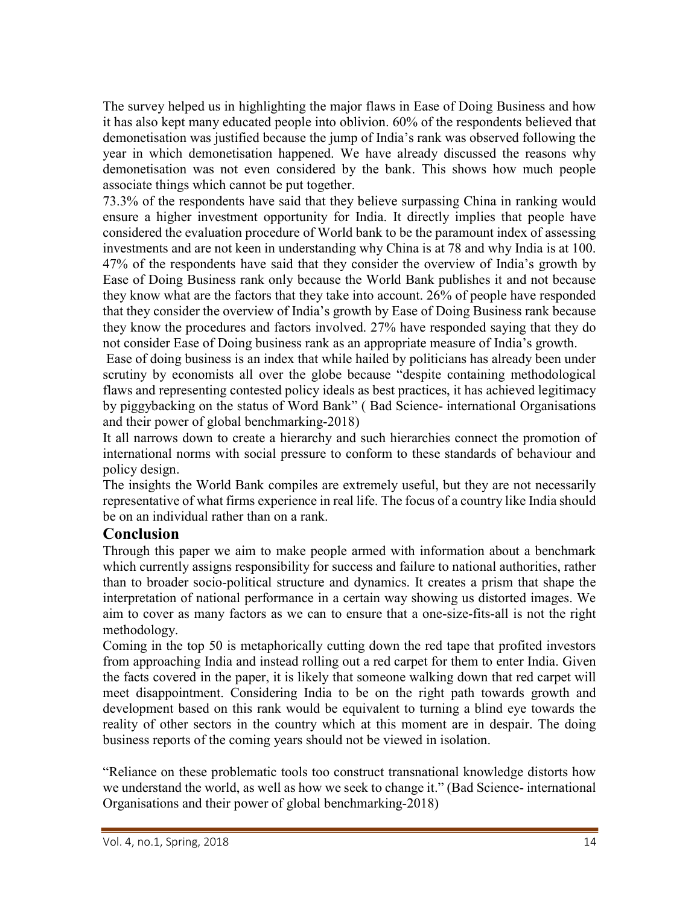The survey helped us in highlighting the major flaws in Ease of Doing Business and how it has also kept many educated people into oblivion. 60% of the respondents believed that demonetisation was justified because the jump of India's rank was observed following the year in which demonetisation happened. We have already discussed the reasons why demonetisation was not even considered by the bank. This shows how much people associate things which cannot be put together.

73.3% of the respondents have said that they believe surpassing China in ranking would ensure a higher investment opportunity for India. It directly implies that people have considered the evaluation procedure of World bank to be the paramount index of assessing investments and are not keen in understanding why China is at 78 and why India is at 100. 47% of the respondents have said that they consider the overview of India's growth by Ease of Doing Business rank only because the World Bank publishes it and not because they know what are the factors that they take into account. 26% of people have responded that they consider the overview of India's growth by Ease of Doing Business rank because they know the procedures and factors involved. 27% have responded saying that they do not consider Ease of Doing business rank as an appropriate measure of India's growth.

Ease of doing business is an index that while hailed by politicians has already been under scrutiny by economists all over the globe because "despite containing methodological flaws and representing contested policy ideals as best practices, it has achieved legitimacy by piggybacking on the status of Word Bank" ( Bad Science- international Organisations and their power of global benchmarking-2018)

It all narrows down to create a hierarchy and such hierarchies connect the promotion of international norms with social pressure to conform to these standards of behaviour and policy design.

The insights the World Bank compiles are extremely useful, but they are not necessarily representative of what firms experience in real life. The focus of a country like India should be on an individual rather than on a rank.

## Conclusion

Through this paper we aim to make people armed with information about a benchmark which currently assigns responsibility for success and failure to national authorities, rather than to broader socio-political structure and dynamics. It creates a prism that shape the interpretation of national performance in a certain way showing us distorted images. We aim to cover as many factors as we can to ensure that a one-size-fits-all is not the right methodology.

Coming in the top 50 is metaphorically cutting down the red tape that profited investors from approaching India and instead rolling out a red carpet for them to enter India. Given the facts covered in the paper, it is likely that someone walking down that red carpet will meet disappointment. Considering India to be on the right path towards growth and development based on this rank would be equivalent to turning a blind eye towards the reality of other sectors in the country which at this moment are in despair. The doing business reports of the coming years should not be viewed in isolation.

"Reliance on these problematic tools too construct transnational knowledge distorts how we understand the world, as well as how we seek to change it." (Bad Science- international Organisations and their power of global benchmarking-2018)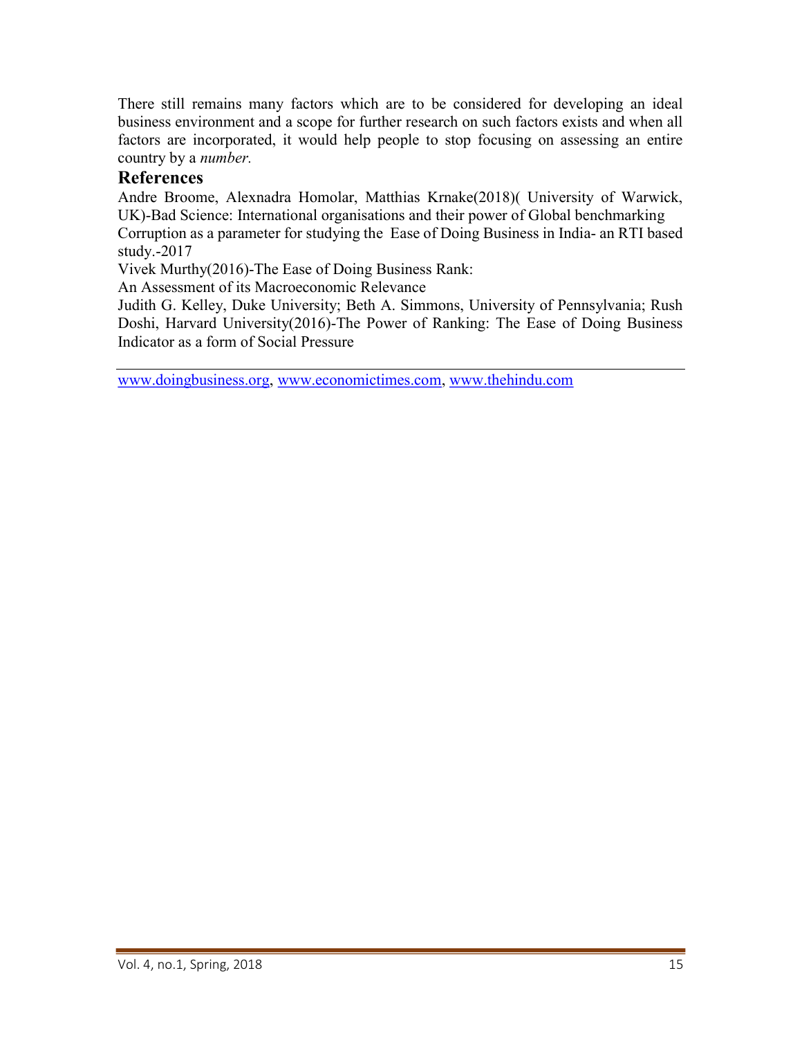There still remains many factors which are to be considered for developing an ideal business environment and a scope for further research on such factors exists and when all factors are incorporated, it would help people to stop focusing on assessing an entire country by a *number.*

## References

Andre Broome, Alexnadra Homolar, Matthias Krnake(2018)( University of Warwick, UK)-Bad Science: International organisations and their power of Global benchmarking

Corruption as a parameter for studying the Ease of Doing Business in India- an RTI based study.-2017

Vivek Murthy(2016)-The Ease of Doing Business Rank:
An Assessment of its Macroeconomic Relevance

Judith G. Kelley, Duke University; Beth A. Simmons, University of Pennsylvania; Rush Doshi, Harvard University(2016)-The Power of Ranking: The Ease of Doing Business Indicator as a form of Social Pressure

---

www.doingbusiness.org, www.economictimes.com, www.thehindu.com